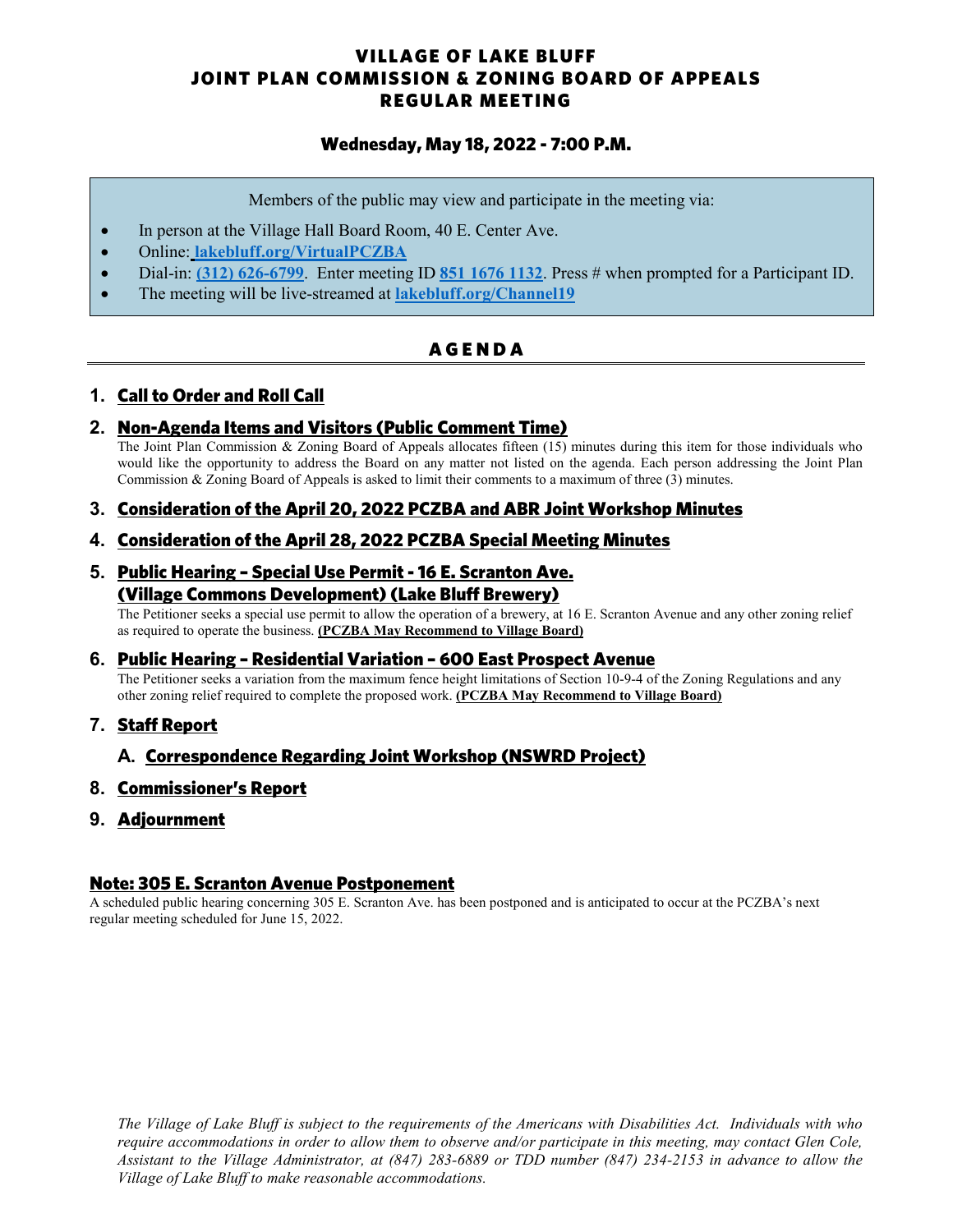# VILLAGE OF LAKE BLUFF
# JOINT PLAN COMMISSION & ZONING BOARD OF APPEALS
# REGULAR MEETING

### Wednesday, May 18, 2022 - 7:00 P.M.

Members of the public may view and participate in the meeting via:

- In person at the Village Hall Board Room, 40 E. Center Ave.
- Online: **lakebluff.org/VirtualPCZBA**
- Dial-in: **(312) 626-6799**. Enter meeting ID **851 1676 1132**. Press # when prompted for a Participant ID.
- The meeting will be live-streamed at **lakebluff.org/Channel19**

## AGENDA

1. **Call to Order and Roll Call**

2. **Non-Agenda Items and Visitors (Public Comment Time)**

   The Joint Plan Commission & Zoning Board of Appeals allocates fifteen (15) minutes during this item for those individuals who would like the opportunity to address the Board on any matter not listed on the agenda. Each person addressing the Joint Plan Commission & Zoning Board of Appeals is asked to limit their comments to a maximum of three (3) minutes.

3. **Consideration of the April 20, 2022 PCZBA and ABR Joint Workshop Minutes**

4. **Consideration of the April 28, 2022 PCZBA Special Meeting Minutes**

5. **Public Hearing – Special Use Permit - 16 E. Scranton Ave. (Village Commons Development) (Lake Bluff Brewery)**

   The Petitioner seeks a special use permit to allow the operation of a brewery, at 16 E. Scranton Avenue and any other zoning relief as required to operate the business. **(PCZBA May Recommend to Village Board)**

6. **Public Hearing – Residential Variation – 600 East Prospect Avenue**

   The Petitioner seeks a variation from the maximum fence height limitations of Section 10-9-4 of the Zoning Regulations and any other zoning relief required to complete the proposed work. **(PCZBA May Recommend to Village Board)**

7. **Staff Report**

   A. **Correspondence Regarding Joint Workshop (NSWRD Project)**

8. **Commissioner's Report**

9. **Adjournment**

### Note: 305 E. Scranton Avenue Postponement

A scheduled public hearing concerning 305 E. Scranton Ave. has been postponed and is anticipated to occur at the PCZBA's next regular meeting scheduled for June 15, 2022.

*The Village of Lake Bluff is subject to the requirements of the Americans with Disabilities Act. Individuals with who require accommodations in order to allow them to observe and/or participate in this meeting, may contact Glen Cole, Assistant to the Village Administrator, at (847) 283-6889 or TDD number (847) 234-2153 in advance to allow the Village of Lake Bluff to make reasonable accommodations.*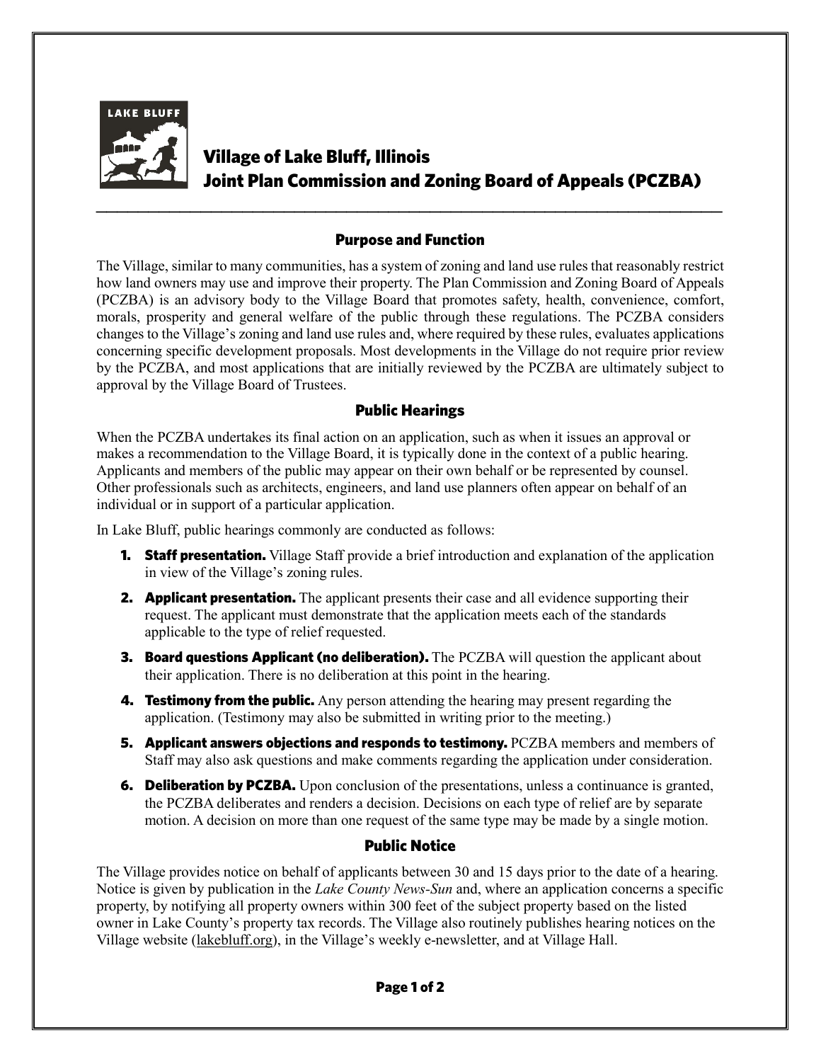# Village of Lake Bluff, Illinois
# Joint Plan Commission and Zoning Board of Appeals (PCZBA)

## Purpose and Function

The Village, similar to many communities, has a system of zoning and land use rules that reasonably restrict how land owners may use and improve their property. The Plan Commission and Zoning Board of Appeals (PCZBA) is an advisory body to the Village Board that promotes safety, health, convenience, comfort, morals, prosperity and general welfare of the public through these regulations. The PCZBA considers changes to the Village's zoning and land use rules and, where required by these rules, evaluates applications concerning specific development proposals. Most developments in the Village do not require prior review by the PCZBA, and most applications that are initially reviewed by the PCZBA are ultimately subject to approval by the Village Board of Trustees.

## Public Hearings

When the PCZBA undertakes its final action on an application, such as when it issues an approval or makes a recommendation to the Village Board, it is typically done in the context of a public hearing. Applicants and members of the public may appear on their own behalf or be represented by counsel. Other professionals such as architects, engineers, and land use planners often appear on behalf of an individual or in support of a particular application.

In Lake Bluff, public hearings commonly are conducted as follows:

1. **Staff presentation.** Village Staff provide a brief introduction and explanation of the application in view of the Village's zoning rules.
2. **Applicant presentation.** The applicant presents their case and all evidence supporting their request. The applicant must demonstrate that the application meets each of the standards applicable to the type of relief requested.
3. **Board questions Applicant (no deliberation).** The PCZBA will question the applicant about their application. There is no deliberation at this point in the hearing.
4. **Testimony from the public.** Any person attending the hearing may present regarding the application. (Testimony may also be submitted in writing prior to the meeting.)
5. **Applicant answers objections and responds to testimony.** PCZBA members and members of Staff may also ask questions and make comments regarding the application under consideration.
6. **Deliberation by PCZBA.** Upon conclusion of the presentations, unless a continuance is granted, the PCZBA deliberates and renders a decision. Decisions on each type of relief are by separate motion. A decision on more than one request of the same type may be made by a single motion.

## Public Notice

The Village provides notice on behalf of applicants between 30 and 15 days prior to the date of a hearing. Notice is given by publication in the *Lake County News-Sun* and, where an application concerns a specific property, by notifying all property owners within 300 feet of the subject property based on the listed owner in Lake County's property tax records. The Village also routinely publishes hearing notices on the Village website (lakebluff.org), in the Village's weekly e-newsletter, and at Village Hall.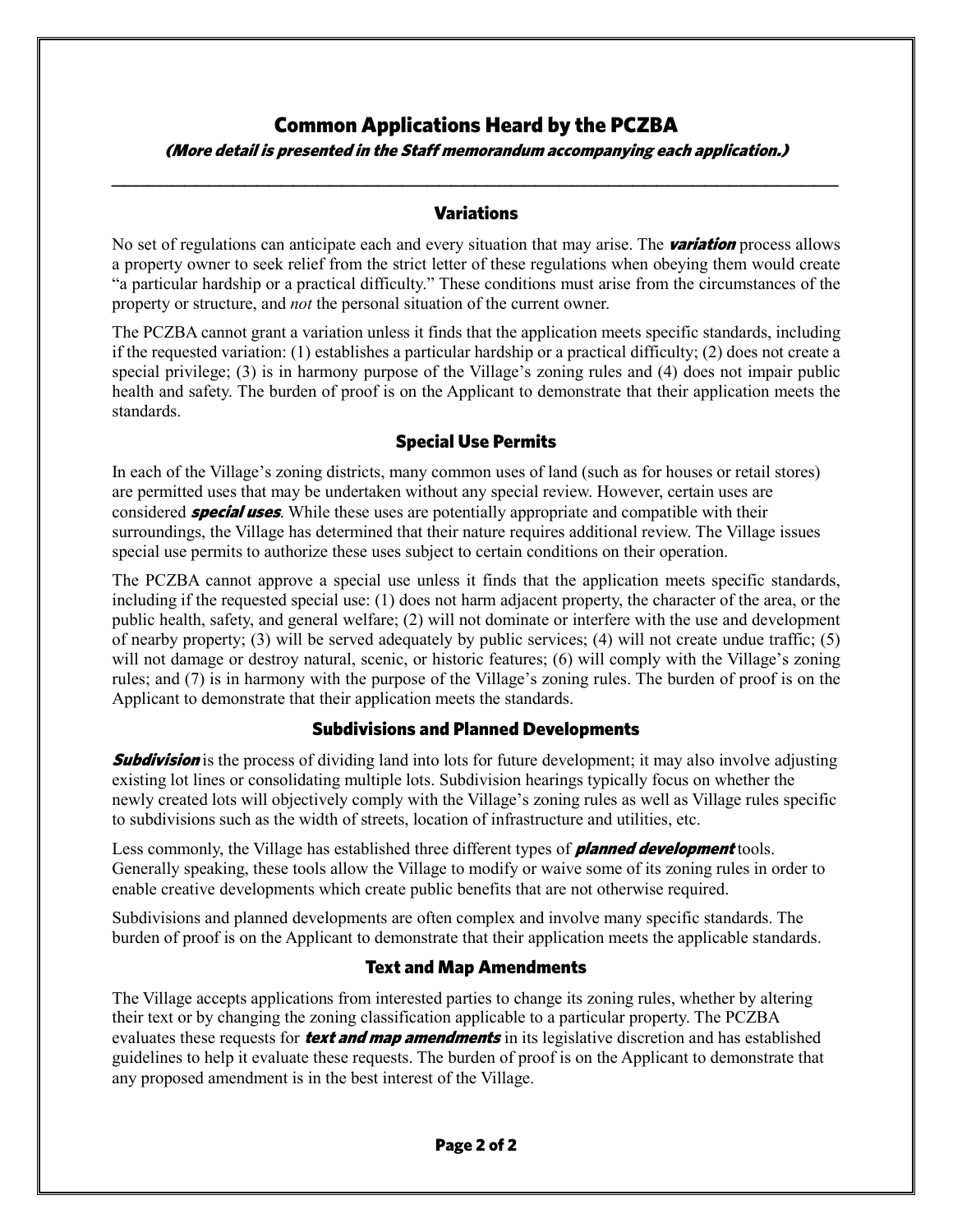# Common Applications Heard by the PCZBA

***(More detail is presented in the Staff memorandum accompanying each application.)***

## Variations

No set of regulations can anticipate each and every situation that may arise. The ***variation*** process allows a property owner to seek relief from the strict letter of these regulations when obeying them would create "a particular hardship or a practical difficulty." These conditions must arise from the circumstances of the property or structure, and *not* the personal situation of the current owner.

The PCZBA cannot grant a variation unless it finds that the application meets specific standards, including if the requested variation: (1) establishes a particular hardship or a practical difficulty; (2) does not create a special privilege; (3) is in harmony purpose of the Village's zoning rules and (4) does not impair public health and safety. The burden of proof is on the Applicant to demonstrate that their application meets the standards.

## Special Use Permits

In each of the Village's zoning districts, many common uses of land (such as for houses or retail stores) are permitted uses that may be undertaken without any special review. However, certain uses are considered ***special uses***. While these uses are potentially appropriate and compatible with their surroundings, the Village has determined that their nature requires additional review. The Village issues special use permits to authorize these uses subject to certain conditions on their operation.

The PCZBA cannot approve a special use unless it finds that the application meets specific standards, including if the requested special use: (1) does not harm adjacent property, the character of the area, or the public health, safety, and general welfare; (2) will not dominate or interfere with the use and development of nearby property; (3) will be served adequately by public services; (4) will not create undue traffic; (5) will not damage or destroy natural, scenic, or historic features; (6) will comply with the Village's zoning rules; and (7) is in harmony with the purpose of the Village's zoning rules. The burden of proof is on the Applicant to demonstrate that their application meets the standards.

## Subdivisions and Planned Developments

***Subdivision*** is the process of dividing land into lots for future development; it may also involve adjusting existing lot lines or consolidating multiple lots. Subdivision hearings typically focus on whether the newly created lots will objectively comply with the Village's zoning rules as well as Village rules specific to subdivisions such as the width of streets, location of infrastructure and utilities, etc.

Less commonly, the Village has established three different types of ***planned development*** tools. Generally speaking, these tools allow the Village to modify or waive some of its zoning rules in order to enable creative developments which create public benefits that are not otherwise required.

Subdivisions and planned developments are often complex and involve many specific standards. The burden of proof is on the Applicant to demonstrate that their application meets the applicable standards.

## Text and Map Amendments

The Village accepts applications from interested parties to change its zoning rules, whether by altering their text or by changing the zoning classification applicable to a particular property. The PCZBA evaluates these requests for ***text and map amendments*** in its legislative discretion and has established guidelines to help it evaluate these requests. The burden of proof is on the Applicant to demonstrate that any proposed amendment is in the best interest of the Village.